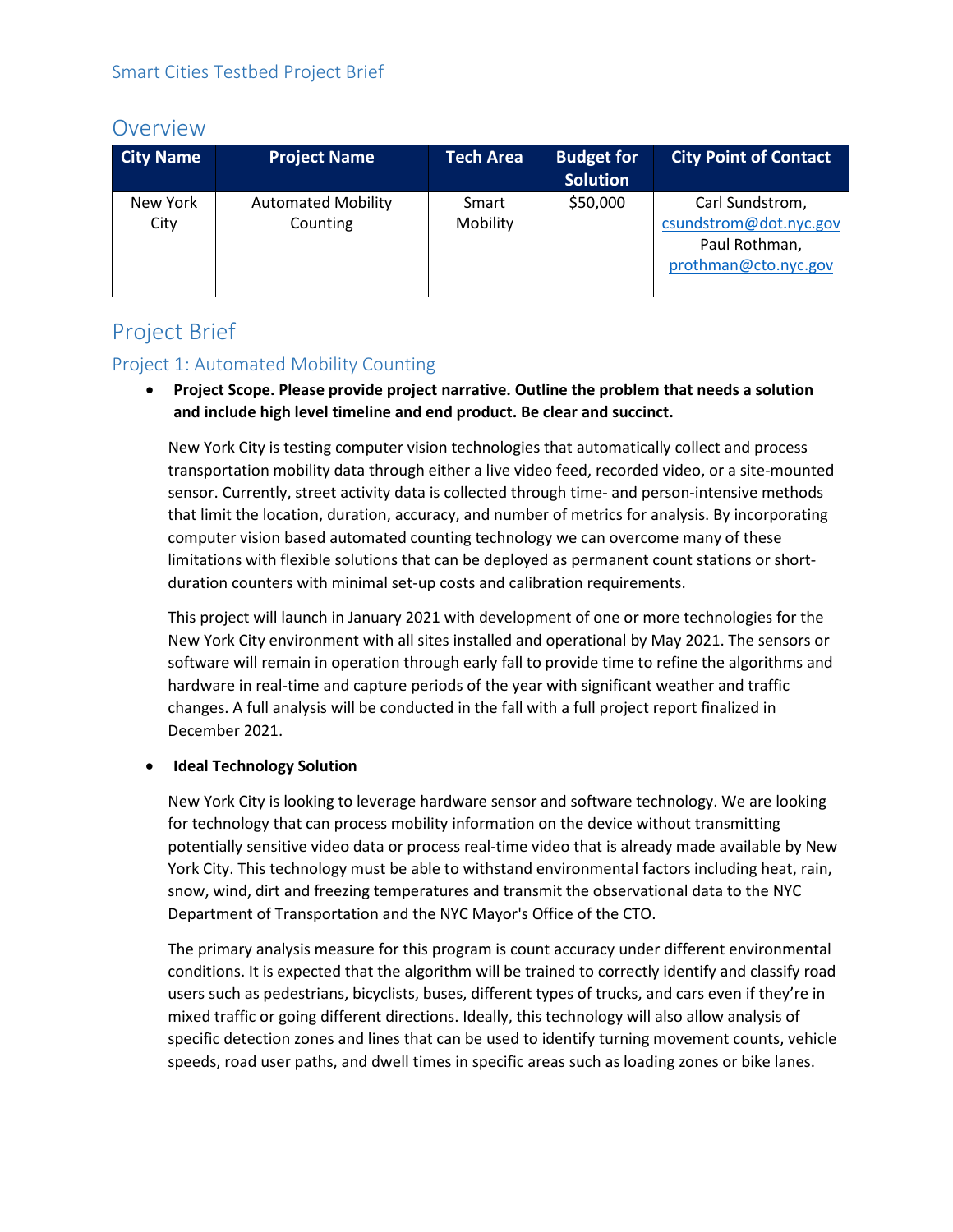Smart Cities Testbed Project Brief

## Overview

| City Name | Project Name | Tech Area | Budget for Solution | City Point of Contact |
|---|---|---|---|---|
| New York City | Automated Mobility Counting | Smart Mobility | $50,000 | Carl Sundstrom, csundstrom@dot.nyc.gov Paul Rothman, prothman@cto.nyc.gov |

## Project Brief

### Project 1: Automated Mobility Counting

- **Project Scope. Please provide project narrative. Outline the problem that needs a solution and include high level timeline and end product. Be clear and succinct.**

  New York City is testing computer vision technologies that automatically collect and process transportation mobility data through either a live video feed, recorded video, or a site-mounted sensor. Currently, street activity data is collected through time- and person-intensive methods that limit the location, duration, accuracy, and number of metrics for analysis. By incorporating computer vision based automated counting technology we can overcome many of these limitations with flexible solutions that can be deployed as permanent count stations or short-duration counters with minimal set-up costs and calibration requirements.

  This project will launch in January 2021 with development of one or more technologies for the New York City environment with all sites installed and operational by May 2021. The sensors or software will remain in operation through early fall to provide time to refine the algorithms and hardware in real-time and capture periods of the year with significant weather and traffic changes. A full analysis will be conducted in the fall with a full project report finalized in December 2021.

- **Ideal Technology Solution**

  New York City is looking to leverage hardware sensor and software technology. We are looking for technology that can process mobility information on the device without transmitting potentially sensitive video data or process real-time video that is already made available by New York City. This technology must be able to withstand environmental factors including heat, rain, snow, wind, dirt and freezing temperatures and transmit the observational data to the NYC Department of Transportation and the NYC Mayor's Office of the CTO.

  The primary analysis measure for this program is count accuracy under different environmental conditions. It is expected that the algorithm will be trained to correctly identify and classify road users such as pedestrians, bicyclists, buses, different types of trucks, and cars even if they're in mixed traffic or going different directions. Ideally, this technology will also allow analysis of specific detection zones and lines that can be used to identify turning movement counts, vehicle speeds, road user paths, and dwell times in specific areas such as loading zones or bike lanes.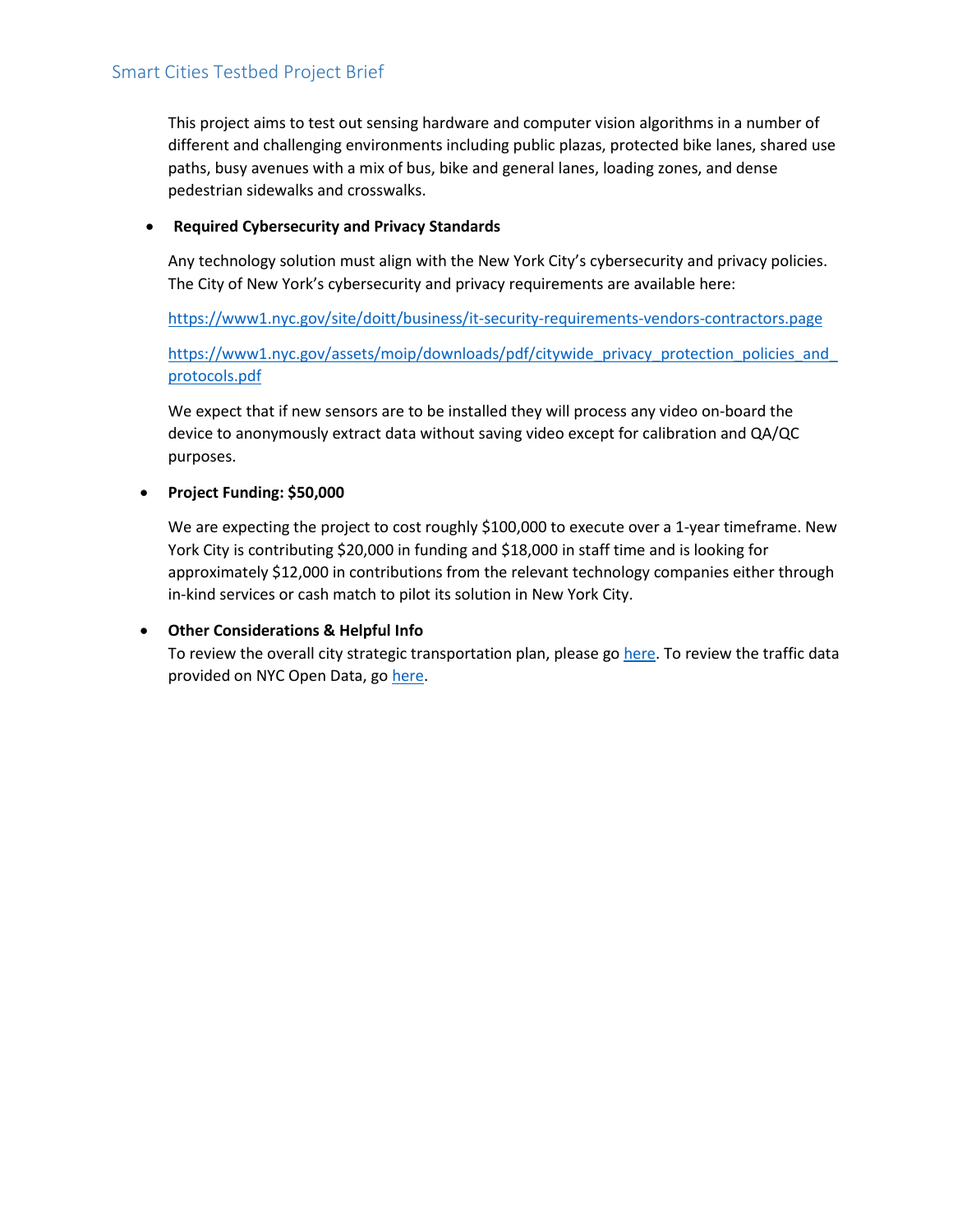This project aims to test out sensing hardware and computer vision algorithms in a number of different and challenging environments including public plazas, protected bike lanes, shared use paths, busy avenues with a mix of bus, bike and general lanes, loading zones, and dense pedestrian sidewalks and crosswalks.

- **Required Cybersecurity and Privacy Standards**

  Any technology solution must align with the New York City's cybersecurity and privacy policies. The City of New York's cybersecurity and privacy requirements are available here:

  https://www1.nyc.gov/site/doitt/business/it-security-requirements-vendors-contractors.page

  https://www1.nyc.gov/assets/moip/downloads/pdf/citywide_privacy_protection_policies_and_protocols.pdf

  We expect that if new sensors are to be installed they will process any video on-board the device to anonymously extract data without saving video except for calibration and QA/QC purposes.

- **Project Funding: $50,000**

  We are expecting the project to cost roughly $100,000 to execute over a 1-year timeframe. New York City is contributing $20,000 in funding and $18,000 in staff time and is looking for approximately $12,000 in contributions from the relevant technology companies either through in-kind services or cash match to pilot its solution in New York City.

- **Other Considerations & Helpful Info**

  To review the overall city strategic transportation plan, please go here. To review the traffic data provided on NYC Open Data, go here.